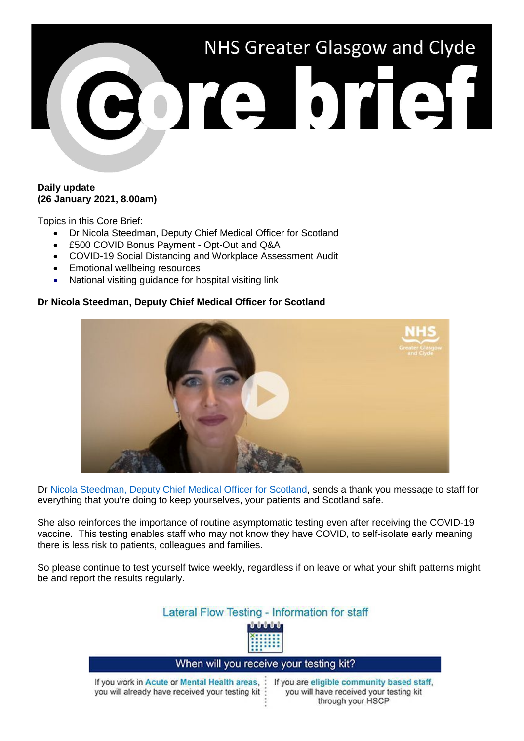# NHS Greater Glasgow and Clyde Core brief

**Daily update**
**(26 January 2021, 8.00am)**

Topics in this Core Brief:

- Dr Nicola Steedman, Deputy Chief Medical Officer for Scotland
- £500 COVID Bonus Payment - Opt-Out and Q&A
- COVID-19 Social Distancing and Workplace Assessment Audit
- Emotional wellbeing resources
- National visiting guidance for hospital visiting link

**Dr Nicola Steedman, Deputy Chief Medical Officer for Scotland**

Dr Nicola Steedman, Deputy Chief Medical Officer for Scotland, sends a thank you message to staff for everything that you're doing to keep yourselves, your patients and Scotland safe.

She also reinforces the importance of routine asymptomatic testing even after receiving the COVID-19 vaccine. This testing enables staff who may not know they have COVID, to self-isolate early meaning there is less risk to patients, colleagues and families.

So please continue to test yourself twice weekly, regardless if on leave or what your shift patterns might be and report the results regularly.

Lateral Flow Testing - Information for staff

When will you receive your testing kit?

If you work in Acute or Mental Health areas, you will already have received your testing kit

If you are eligible community based staff, you will have received your testing kit through your HSCP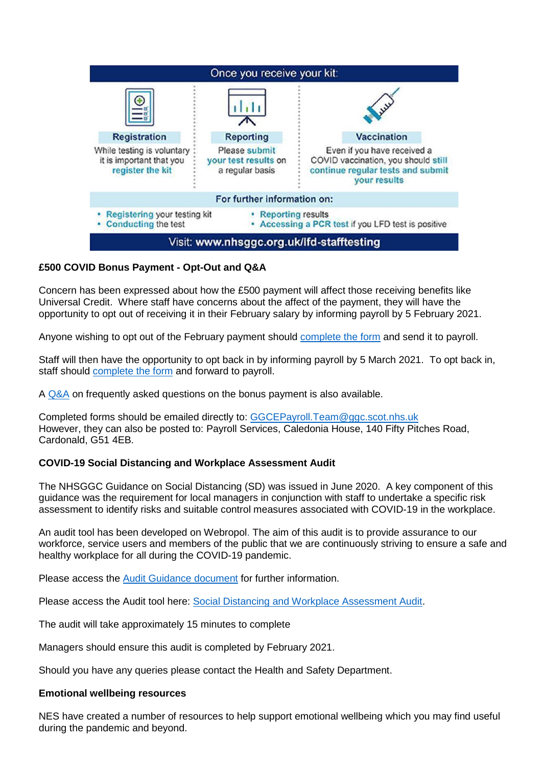Once you receive your kit:

**Registration**
While testing is voluntary it is important that you **register the kit**

**Reporting**
Please **submit your test results** on a regular basis

**Vaccination**
Even if you have received a COVID vaccination, you should **still continue regular tests and submit your results**

For further information on:

- **Registering** your testing kit
- **Conducting** the test
- **Reporting** results
- **Accessing a PCR test** if you LFD test is positive

Visit: **www.nhsggc.org.uk/lfd-stafftesting**

**£500 COVID Bonus Payment - Opt-Out and Q&A**

Concern has been expressed about how the £500 payment will affect those receiving benefits like Universal Credit. Where staff have concerns about the affect of the payment, they will have the opportunity to opt out of receiving it in their February salary by informing payroll by 5 February 2021.

Anyone wishing to opt out of the February payment should complete the form and send it to payroll.

Staff will then have the opportunity to opt back in by informing payroll by 5 March 2021. To opt back in, staff should complete the form and forward to payroll.

A Q&A on frequently asked questions on the bonus payment is also available.

Completed forms should be emailed directly to: GGCEPayroll.Team@ggc.scot.nhs.uk
However, they can also be posted to: Payroll Services, Caledonia House, 140 Fifty Pitches Road, Cardonald, G51 4EB.

**COVID-19 Social Distancing and Workplace Assessment Audit**

The NHSGGC Guidance on Social Distancing (SD) was issued in June 2020. A key component of this guidance was the requirement for local managers in conjunction with staff to undertake a specific risk assessment to identify risks and suitable control measures associated with COVID-19 in the workplace.

An audit tool has been developed on Webropol. The aim of this audit is to provide assurance to our workforce, service users and members of the public that we are continuously striving to ensure a safe and healthy workplace for all during the COVID-19 pandemic.

Please access the Audit Guidance document for further information.

Please access the Audit tool here: Social Distancing and Workplace Assessment Audit.

The audit will take approximately 15 minutes to complete

Managers should ensure this audit is completed by February 2021.

Should you have any queries please contact the Health and Safety Department.

**Emotional wellbeing resources**

NES have created a number of resources to help support emotional wellbeing which you may find useful during the pandemic and beyond.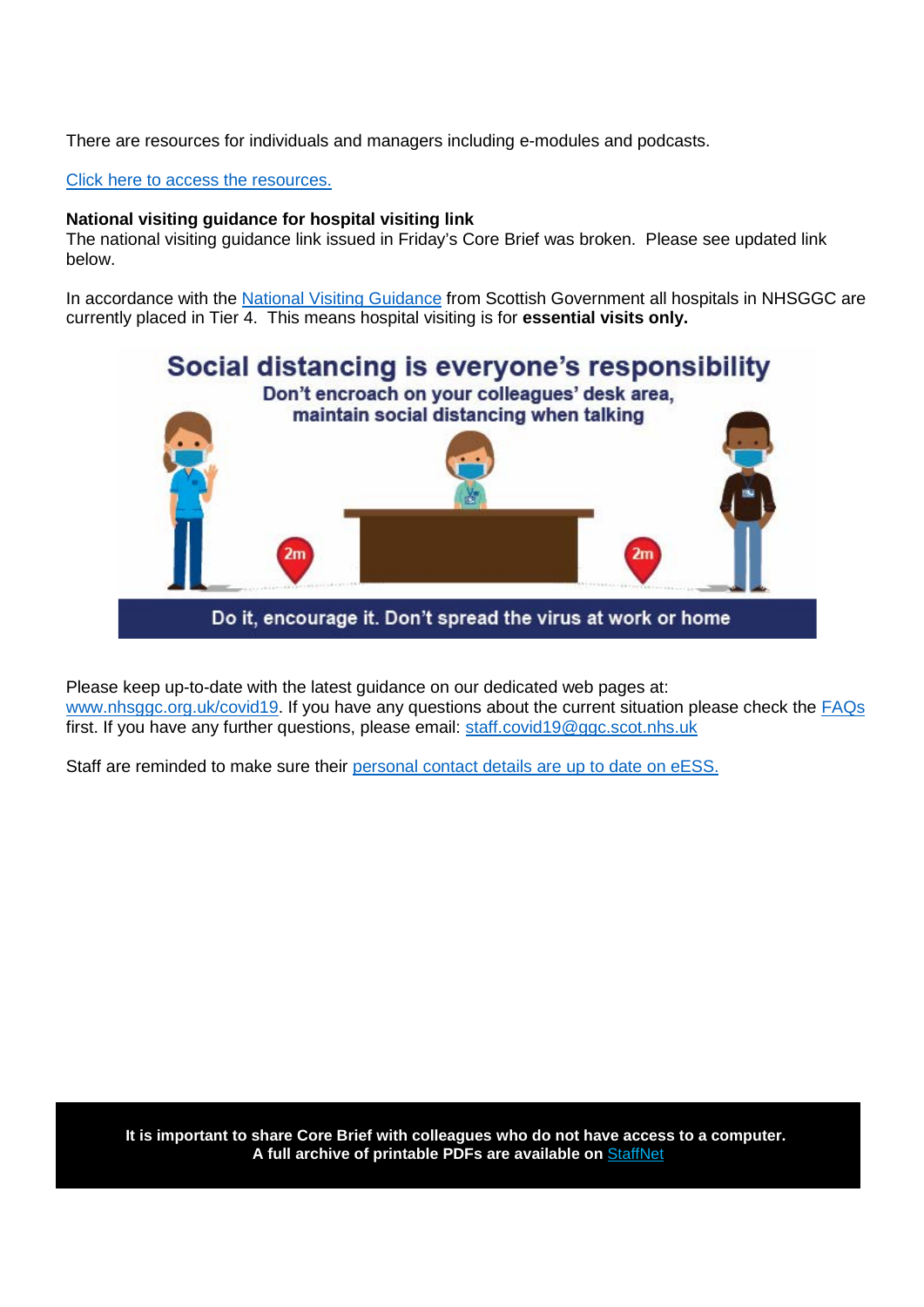There are resources for individuals and managers including e-modules and podcasts.

Click here to access the resources.

**National visiting guidance for hospital visiting link**

The national visiting guidance link issued in Friday's Core Brief was broken. Please see updated link below.

In accordance with the National Visiting Guidance from Scottish Government all hospitals in NHSGGC are currently placed in Tier 4. This means hospital visiting is for **essential visits only.**

Social distancing is everyone's responsibility

Don't encroach on your colleagues' desk area, maintain social distancing when talking

2m

2m

Do it, encourage it. Don't spread the virus at work or home

Please keep up-to-date with the latest guidance on our dedicated web pages at: www.nhsggc.org.uk/covid19. If you have any questions about the current situation please check the FAQs first. If you have any further questions, please email: staff.covid19@ggc.scot.nhs.uk

Staff are reminded to make sure their personal contact details are up to date on eESS.

**It is important to share Core Brief with colleagues who do not have access to a computer.**
**A full archive of printable PDFs are available on** StaffNet